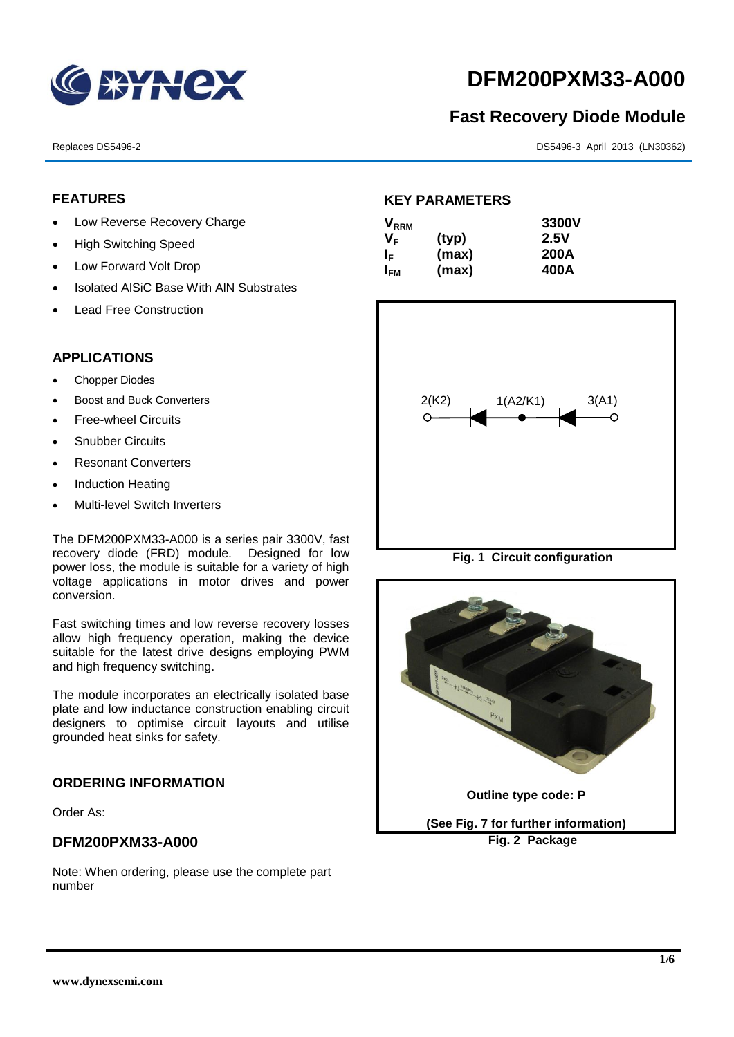# DFM200PXM33-A000

## Fast Recovery Diode Module

Replaces DS5496-2

DS5496-3 April 2013 (LN30362)

### FEATURES

- Low Reverse Recovery Charge
- High Switching Speed
- Low Forward Volt Drop
- Isolated AlSiC Base With AlN Substrates
- Lead Free Construction

### APPLICATIONS

- Chopper Diodes
- Boost and Buck Converters
- Free-wheel Circuits
- Snubber Circuits
- Resonant Converters
- Induction Heating
- Multi-level Switch Inverters

The DFM200PXM33-A000 is a series pair 3300V, fast recovery diode (FRD) module. Designed for low power loss, the module is suitable for a variety of high voltage applications in motor drives and power conversion.

Fast switching times and low reverse recovery losses allow high frequency operation, making the device suitable for the latest drive designs employing PWM and high frequency switching.

The module incorporates an electrically isolated base plate and low inductance construction enabling circuit designers to optimise circuit layouts and utilise grounded heat sinks for safety.

### ORDERING INFORMATION

Order As:

### DFM200PXM33-A000

Note: When ordering, please use the complete part number

### KEY PARAMETERS

| | | |
|---|---|---|
| $V_{RRM}$ | | 3300V |
| $V_F$ | (typ) | 2.5V |
| $I_F$ | (max) | 200A |
| $I_{FM}$ | (max) | 400A |

2(K2) 1(A2/K1) 3(A1)

**Fig. 1 Circuit configuration**

Outline type code: P

(See Fig. 7 for further information)

**Fig. 2 Package**

www.dynexsemi.com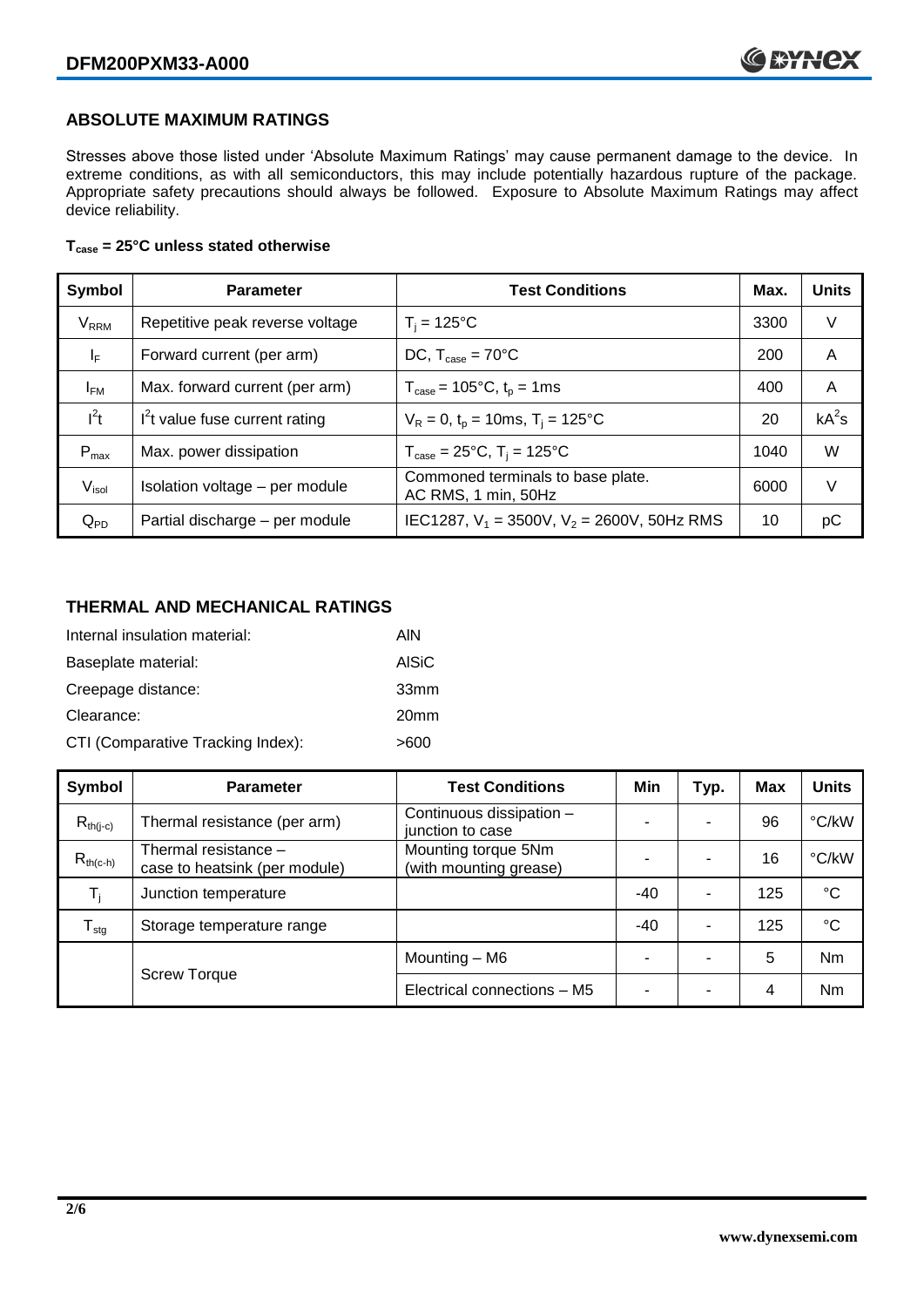## ABSOLUTE MAXIMUM RATINGS

Stresses above those listed under 'Absolute Maximum Ratings' may cause permanent damage to the device. In extreme conditions, as with all semiconductors, this may include potentially hazardous rupture of the package. Appropriate safety precautions should always be followed. Exposure to Absolute Maximum Ratings may affect device reliability.

**$T_{case}$ = 25°C unless stated otherwise**

| Symbol | Parameter | Test Conditions | Max. | Units |
|---|---|---|---|---|
| $V_{RRM}$ | Repetitive peak reverse voltage | $T_j$ = 125°C | 3300 | V |
| $I_F$ | Forward current (per arm) | DC, $T_{case}$ = 70°C | 200 | A |
| $I_{FM}$ | Max. forward current (per arm) | $T_{case}$ = 105°C, $t_p$ = 1ms | 400 | A |
| $I^2t$ | $I^2t$ value fuse current rating | $V_R$ = 0, $t_p$ = 10ms, $T_j$ = 125°C | 20 | $kA^2s$ |
| $P_{max}$ | Max. power dissipation | $T_{case}$ = 25°C, $T_j$ = 125°C | 1040 | W |
| $V_{isol}$ | Isolation voltage – per module | Commoned terminals to base plate. AC RMS, 1 min, 50Hz | 6000 | V |
| $Q_{PD}$ | Partial discharge – per module | IEC1287, $V_1$ = 3500V, $V_2$ = 2600V, 50Hz RMS | 10 | pC |

## THERMAL AND MECHANICAL RATINGS

Internal insulation material: AlN

Baseplate material: AlSiC

Creepage distance: 33mm

Clearance: 20mm

CTI (Comparative Tracking Index): >600

| Symbol | Parameter | Test Conditions | Min | Typ. | Max | Units |
|---|---|---|---|---|---|---|
| $R_{th(j-c)}$ | Thermal resistance (per arm) | Continuous dissipation – junction to case | - | - | 96 | °C/kW |
| $R_{th(c-h)}$ | Thermal resistance – case to heatsink (per module) | Mounting torque 5Nm (with mounting grease) | - | - | 16 | °C/kW |
| $T_j$ | Junction temperature | | -40 | - | 125 | °C |
| $T_{stg}$ | Storage temperature range | | -40 | - | 125 | °C |
| | Screw Torque | Mounting – M6 | - | - | 5 | Nm |
| | | Electrical connections – M5 | - | - | 4 | Nm |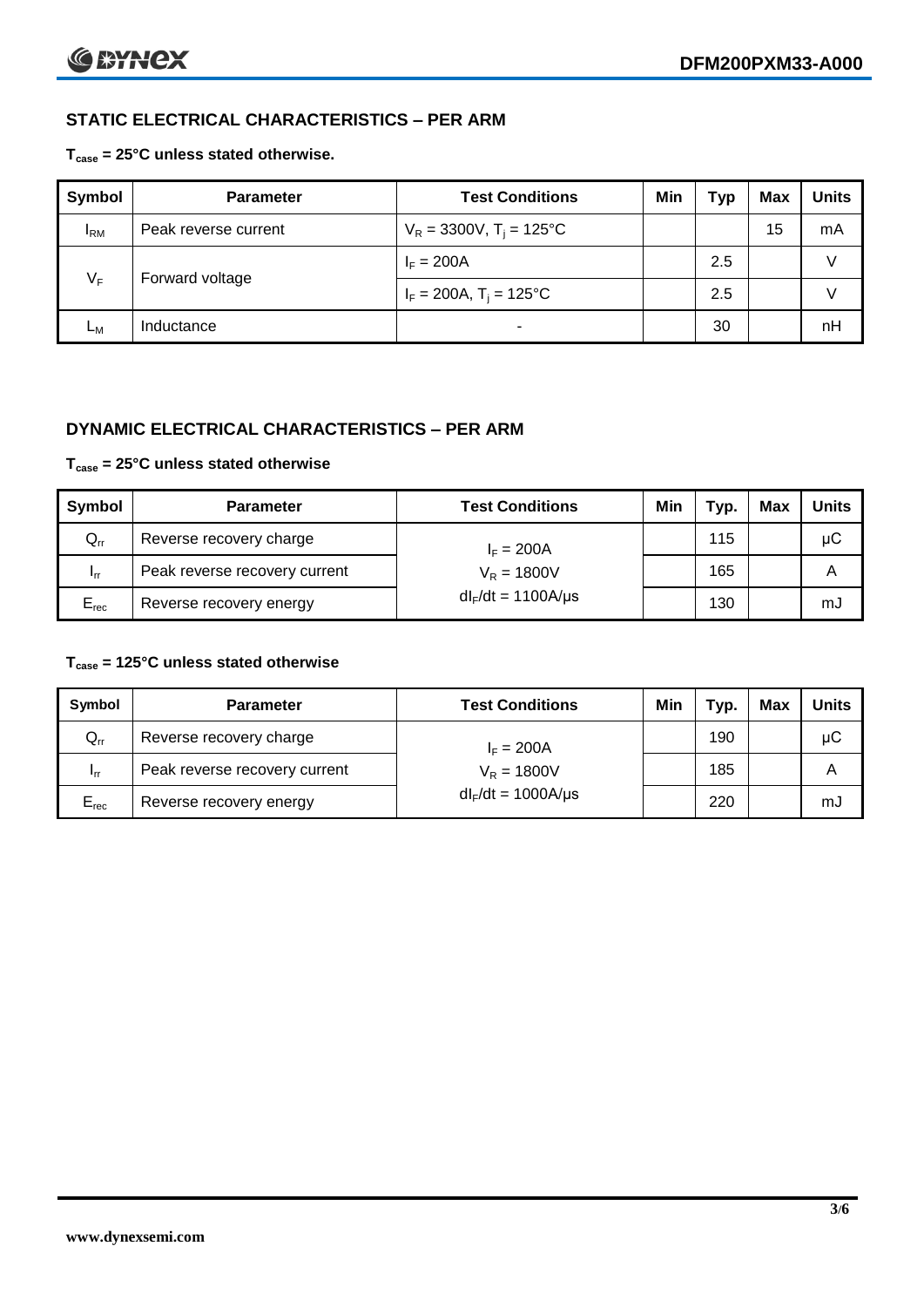## STATIC ELECTRICAL CHARACTERISTICS – PER ARM

**$T_{case}$ = 25°C unless stated otherwise.**

| Symbol | Parameter | Test Conditions | Min | Typ | Max | Units |
|---|---|---|---|---|---|---|
| $I_{RM}$ | Peak reverse current | $V_R$ = 3300V, $T_j$ = 125°C | | | 15 | mA |
| $V_F$ | Forward voltage | $I_F$ = 200A | | 2.5 | | V |
| | | $I_F$ = 200A, $T_j$ = 125°C | | 2.5 | | V |
| $L_M$ | Inductance | - | | 30 | | nH |

## DYNAMIC ELECTRICAL CHARACTERISTICS – PER ARM

**$T_{case}$ = 25°C unless stated otherwise**

| Symbol | Parameter | Test Conditions | Min | Typ. | Max | Units |
|---|---|---|---|---|---|---|
| $Q_{rr}$ | Reverse recovery charge | $I_F$ = 200A | | 115 | | μC |
| $I_{rr}$ | Peak reverse recovery current | $V_R$ = 1800V | | 165 | | A |
| $E_{rec}$ | Reverse recovery energy | $dI_F/dt$ = 1100A/μs | | 130 | | mJ |

**$T_{case}$ = 125°C unless stated otherwise**

| Symbol | Parameter | Test Conditions | Min | Typ. | Max | Units |
|---|---|---|---|---|---|---|
| $Q_{rr}$ | Reverse recovery charge | $I_F$ = 200A | | 190 | | μC |
| $I_{rr}$ | Peak reverse recovery current | $V_R$ = 1800V | | 185 | | A |
| $E_{rec}$ | Reverse recovery energy | $dI_F/dt$ = 1000A/μs | | 220 | | mJ |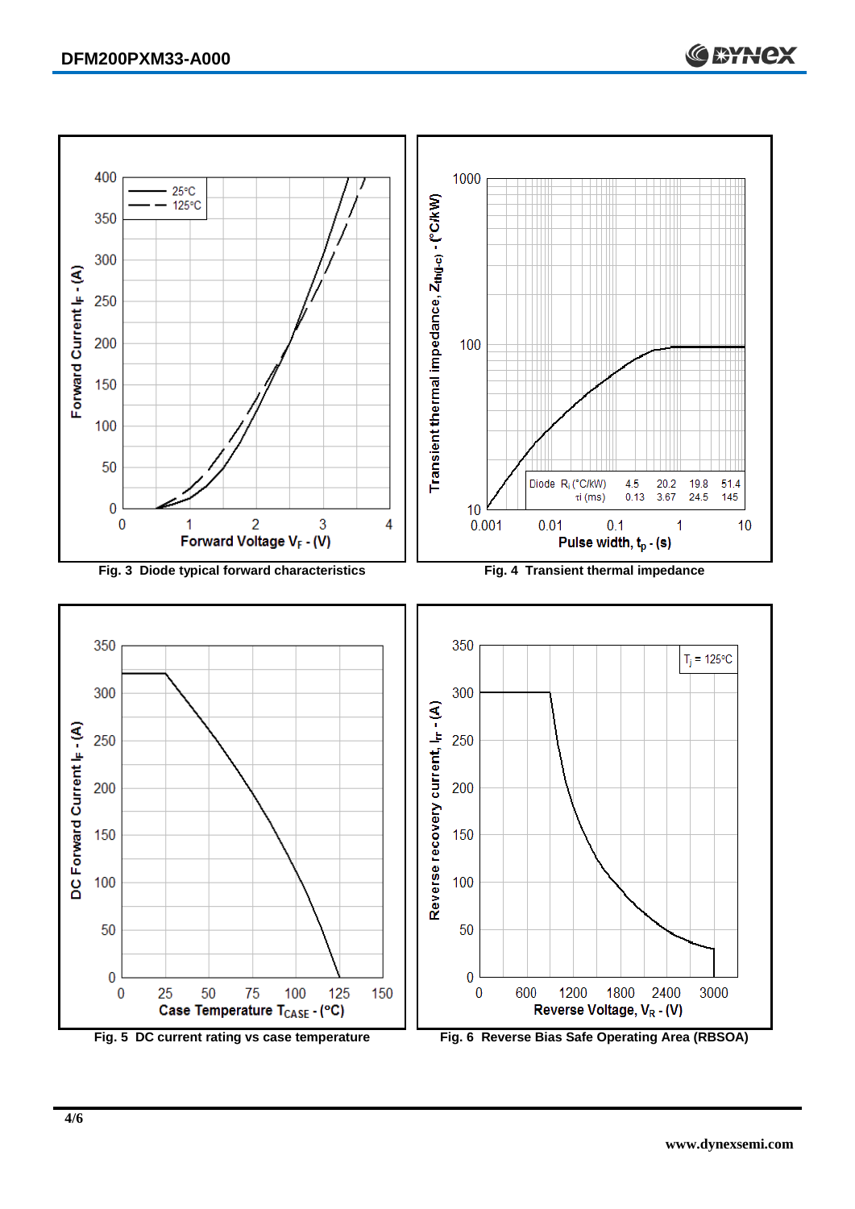Fig. 3 Diode typical forward characteristics

Fig. 4 Transient thermal impedance

| Diode | $R_i$ (°C/kW) | 4.5 | 20.2 | 19.8 | 51.4 |
|---|---|---|---|---|---|
| | τi (ms) | 0.13 | 3.67 | 24.5 | 145 |

Fig. 5 DC current rating vs case temperature

Fig. 6 Reverse Bias Safe Operating Area (RBSOA)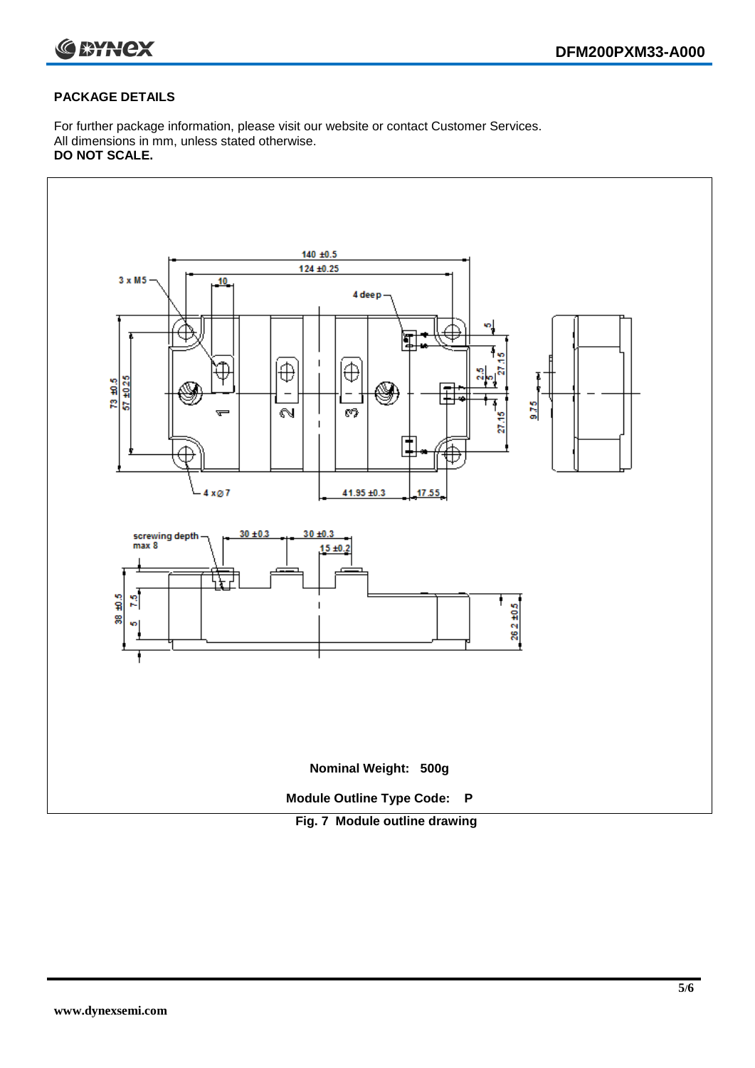## PACKAGE DETAILS

For further package information, please visit our website or contact Customer Services.
All dimensions in mm, unless stated otherwise.
**DO NOT SCALE.**

**Nominal Weight: 500g**

**Module Outline Type Code: P**

**Fig. 7 Module outline drawing**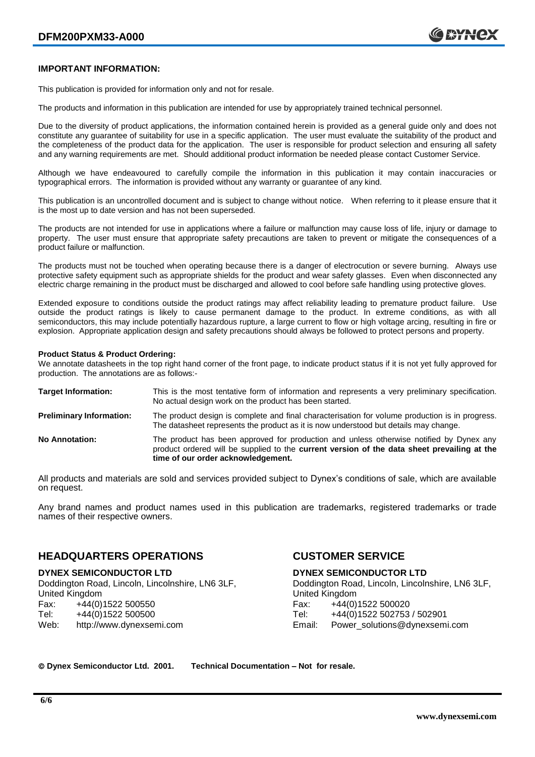**IMPORTANT INFORMATION:**

This publication is provided for information only and not for resale.

The products and information in this publication are intended for use by appropriately trained technical personnel.

Due to the diversity of product applications, the information contained herein is provided as a general guide only and does not constitute any guarantee of suitability for use in a specific application. The user must evaluate the suitability of the product and the completeness of the product data for the application. The user is responsible for product selection and ensuring all safety and any warning requirements are met. Should additional product information be needed please contact Customer Service.

Although we have endeavoured to carefully compile the information in this publication it may contain inaccuracies or typographical errors. The information is provided without any warranty or guarantee of any kind.

This publication is an uncontrolled document and is subject to change without notice. When referring to it please ensure that it is the most up to date version and has not been superseded.

The products are not intended for use in applications where a failure or malfunction may cause loss of life, injury or damage to property. The user must ensure that appropriate safety precautions are taken to prevent or mitigate the consequences of a product failure or malfunction.

The products must not be touched when operating because there is a danger of electrocution or severe burning. Always use protective safety equipment such as appropriate shields for the product and wear safety glasses. Even when disconnected any electric charge remaining in the product must be discharged and allowed to cool before safe handling using protective gloves.

Extended exposure to conditions outside the product ratings may affect reliability leading to premature product failure. Use outside the product ratings is likely to cause permanent damage to the product. In extreme conditions, as with all semiconductors, this may include potentially hazardous rupture, a large current to flow or high voltage arcing, resulting in fire or explosion. Appropriate application design and safety precautions should always be followed to protect persons and property.

**Product Status & Product Ordering:**

We annotate datasheets in the top right hand corner of the front page, to indicate product status if it is not yet fully approved for production. The annotations are as follows:-

**Target Information:** This is the most tentative form of information and represents a very preliminary specification. No actual design work on the product has been started.

**Preliminary Information:** The product design is complete and final characterisation for volume production is in progress. The datasheet represents the product as it is now understood but details may change.

**No Annotation:** The product has been approved for production and unless otherwise notified by Dynex any product ordered will be supplied to the **current version of the data sheet prevailing at the time of our order acknowledgement.**

All products and materials are sold and services provided subject to Dynex's conditions of sale, which are available on request.

Any brand names and product names used in this publication are trademarks, registered trademarks or trade names of their respective owners.

## HEADQUARTERS OPERATIONS

**DYNEX SEMICONDUCTOR LTD**

Doddington Road, Lincoln, Lincolnshire, LN6 3LF,
United Kingdom
Fax: +44(0)1522 500550
Tel: +44(0)1522 500500
Web: http://www.dynexsemi.com

## CUSTOMER SERVICE

**DYNEX SEMICONDUCTOR LTD**

Doddington Road, Lincoln, Lincolnshire, LN6 3LF,
United Kingdom
Fax: +44(0)1522 500020
Tel: +44(0)1522 502753 / 502901
Email: Power_solutions@dynexsemi.com

**© Dynex Semiconductor Ltd. 2001. Technical Documentation – Not for resale.**